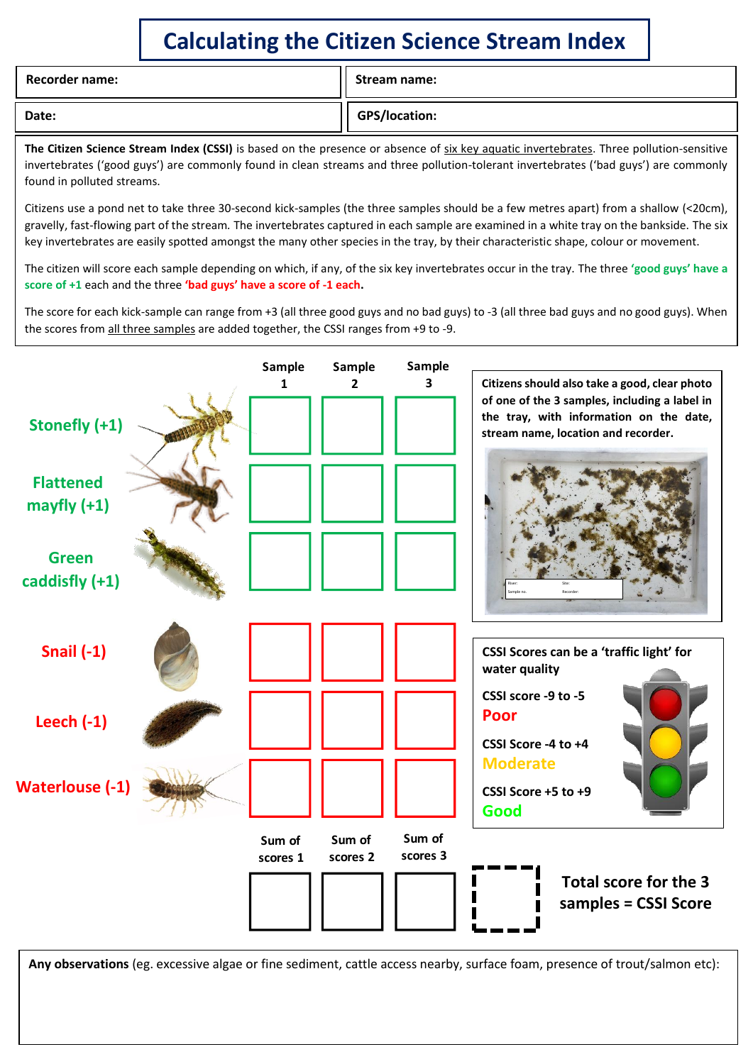# Calculating the Citizen Science Stream Index

| Recorder name: | Stream name: |
|---|---|
| Date: | GPS/location: |

**The Citizen Science Stream Index (CSSI)** is based on the presence or absence of six key aquatic invertebrates. Three pollution-sensitive invertebrates ('good guys') are commonly found in clean streams and three pollution-tolerant invertebrates ('bad guys') are commonly found in polluted streams.

Citizens use a pond net to take three 30-second kick-samples (the three samples should be a few metres apart) from a shallow (<20cm), gravelly, fast-flowing part of the stream. The invertebrates captured in each sample are examined in a white tray on the bankside. The six key invertebrates are easily spotted amongst the many other species in the tray, by their characteristic shape, colour or movement.

The citizen will score each sample depending on which, if any, of the six key invertebrates occur in the tray. The three **'good guys' have a score of +1** each and the three **'bad guys' have a score of -1 each.**

The score for each kick-sample can range from +3 (all three good guys and no bad guys) to -3 (all three bad guys and no good guys). When the scores from all three samples are added together, the CSSI ranges from +9 to -9.

| | Sample 1 | Sample 2 | Sample 3 |
|---|---|---|---|
| Stonefly (+1) | | | |
| Flattened mayfly (+1) | | | |
| Green caddisfly (+1) | | | |
| Snail (-1) | | | |
| Leech (-1) | | | |
| Waterlouse (-1) | | | |
| | Sum of scores 1 | Sum of scores 2 | Sum of scores 3 |
| | | | |

**Total score for the 3 samples = CSSI Score**

**Citizens should also take a good, clear photo of one of the 3 samples, including a label in the tray, with information on the date, stream name, location and recorder.**

**CSSI Scores can be a 'traffic light' for water quality**

**CSSI score -9 to -5**
**Poor**

**CSSI Score -4 to +4**
**Moderate**

**CSSI Score +5 to +9**
**Good**

**Any observations** (eg. excessive algae or fine sediment, cattle access nearby, surface foam, presence of trout/salmon etc):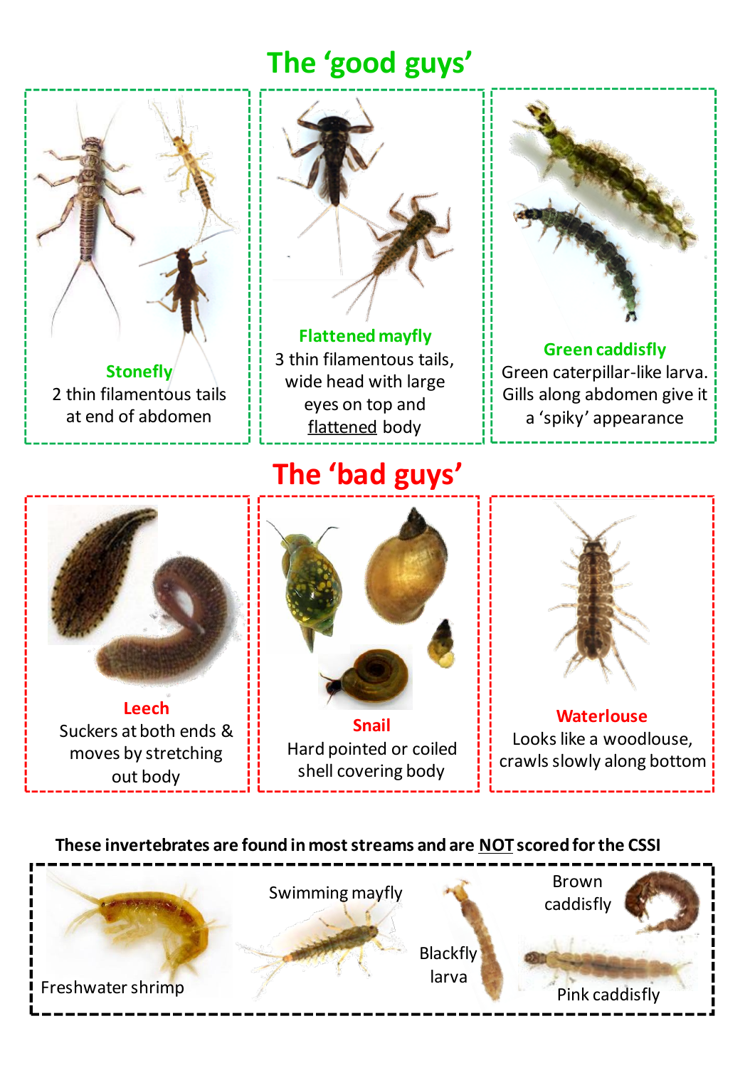# The 'good guys'

**Stonefly**
2 thin filamentous tails at end of abdomen

**Flattened mayfly**
3 thin filamentous tails, wide head with large eyes on top and flattened body

**Green caddisfly**
Green caterpillar-like larva. Gills along abdomen give it a 'spiky' appearance

# The 'bad guys'

**Leech**
Suckers at both ends & moves by stretching out body

**Snail**
Hard pointed or coiled shell covering body

**Waterlouse**
Looks like a woodlouse, crawls slowly along bottom

**These invertebrates are found in most streams and are NOT scored for the CSSI**

Freshwater shrimp

Swimming mayfly

Blackfly larva

Brown caddisfly

Pink caddisfly